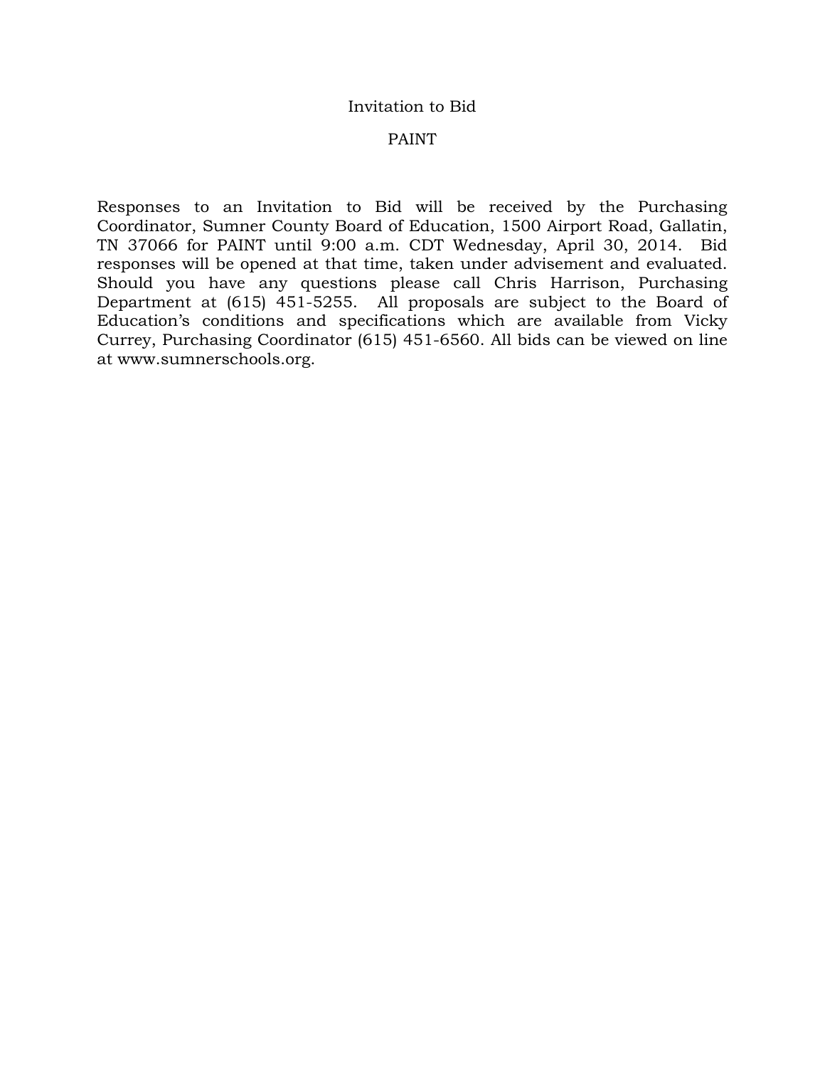# Invitation to Bid

## PAINT

Responses to an Invitation to Bid will be received by the Purchasing Coordinator, Sumner County Board of Education, 1500 Airport Road, Gallatin, TN 37066 for PAINT until 9:00 a.m. CDT Wednesday, April 30, 2014. Bid responses will be opened at that time, taken under advisement and evaluated. Should you have any questions please call Chris Harrison, Purchasing Department at (615) 451-5255. All proposals are subject to the Board of Education's conditions and specifications which are available from Vicky Currey, Purchasing Coordinator (615) 451-6560. All bids can be viewed on line at www.sumnerschools.org.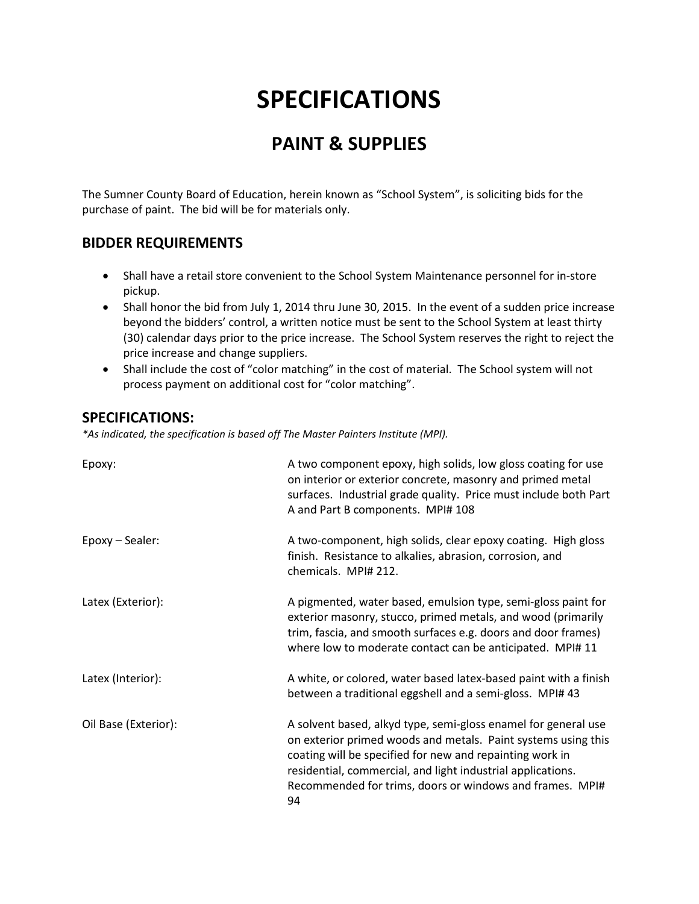# SPECIFICATIONS

## PAINT & SUPPLIES

The Sumner County Board of Education, herein known as "School System", is soliciting bids for the purchase of paint. The bid will be for materials only.

### BIDDER REQUIREMENTS

- Shall have a retail store convenient to the School System Maintenance personnel for in-store pickup.
- Shall honor the bid from July 1, 2014 thru June 30, 2015. In the event of a sudden price increase beyond the bidders' control, a written notice must be sent to the School System at least thirty (30) calendar days prior to the price increase. The School System reserves the right to reject the price increase and change suppliers.
- Shall include the cost of "color matching" in the cost of material. The School system will not process payment on additional cost for "color matching".

### SPECIFICATIONS:

*\*As indicated, the specification is based off The Master Painters Institute (MPI).*

| | |
|---|---|
| Epoxy: | A two component epoxy, high solids, low gloss coating for use on interior or exterior concrete, masonry and primed metal surfaces. Industrial grade quality. Price must include both Part A and Part B components. MPI# 108 |
| Epoxy – Sealer: | A two-component, high solids, clear epoxy coating. High gloss finish. Resistance to alkalies, abrasion, corrosion, and chemicals. MPI# 212. |
| Latex (Exterior): | A pigmented, water based, emulsion type, semi-gloss paint for exterior masonry, stucco, primed metals, and wood (primarily trim, fascia, and smooth surfaces e.g. doors and door frames) where low to moderate contact can be anticipated. MPI# 11 |
| Latex (Interior): | A white, or colored, water based latex-based paint with a finish between a traditional eggshell and a semi-gloss. MPI# 43 |
| Oil Base (Exterior): | A solvent based, alkyd type, semi-gloss enamel for general use on exterior primed woods and metals. Paint systems using this coating will be specified for new and repainting work in residential, commercial, and light industrial applications. Recommended for trims, doors or windows and frames. MPI# 94 |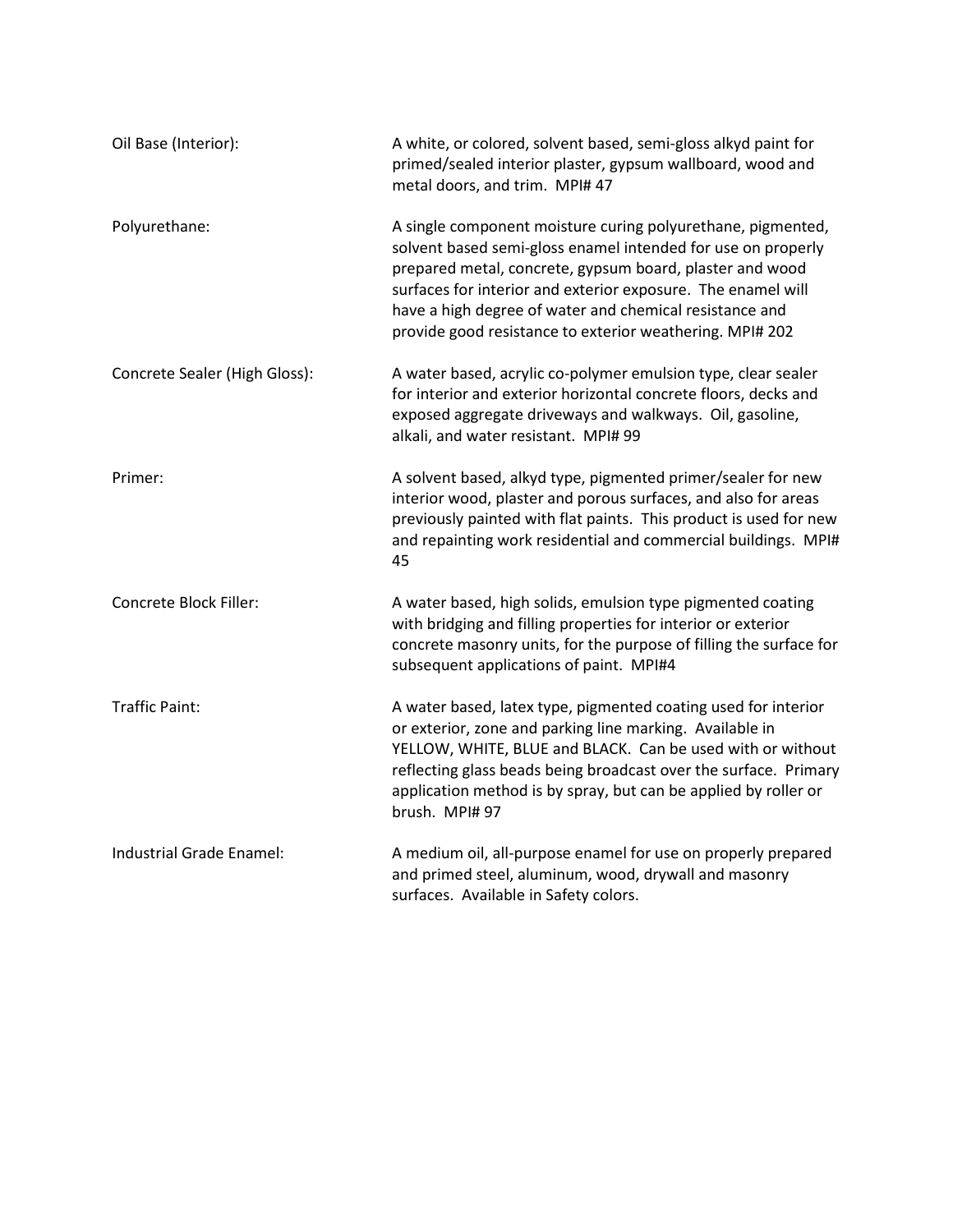Oil Base (Interior): A white, or colored, solvent based, semi-gloss alkyd paint for primed/sealed interior plaster, gypsum wallboard, wood and metal doors, and trim. MPI# 47

Polyurethane: A single component moisture curing polyurethane, pigmented, solvent based semi-gloss enamel intended for use on properly prepared metal, concrete, gypsum board, plaster and wood surfaces for interior and exterior exposure. The enamel will have a high degree of water and chemical resistance and provide good resistance to exterior weathering. MPI# 202

Concrete Sealer (High Gloss): A water based, acrylic co-polymer emulsion type, clear sealer for interior and exterior horizontal concrete floors, decks and exposed aggregate driveways and walkways. Oil, gasoline, alkali, and water resistant. MPI# 99

Primer: A solvent based, alkyd type, pigmented primer/sealer for new interior wood, plaster and porous surfaces, and also for areas previously painted with flat paints. This product is used for new and repainting work residential and commercial buildings. MPI# 45

Concrete Block Filler: A water based, high solids, emulsion type pigmented coating with bridging and filling properties for interior or exterior concrete masonry units, for the purpose of filling the surface for subsequent applications of paint. MPI#4

Traffic Paint: A water based, latex type, pigmented coating used for interior or exterior, zone and parking line marking. Available in YELLOW, WHITE, BLUE and BLACK. Can be used with or without reflecting glass beads being broadcast over the surface. Primary application method is by spray, but can be applied by roller or brush. MPI# 97

Industrial Grade Enamel: A medium oil, all-purpose enamel for use on properly prepared and primed steel, aluminum, wood, drywall and masonry surfaces. Available in Safety colors.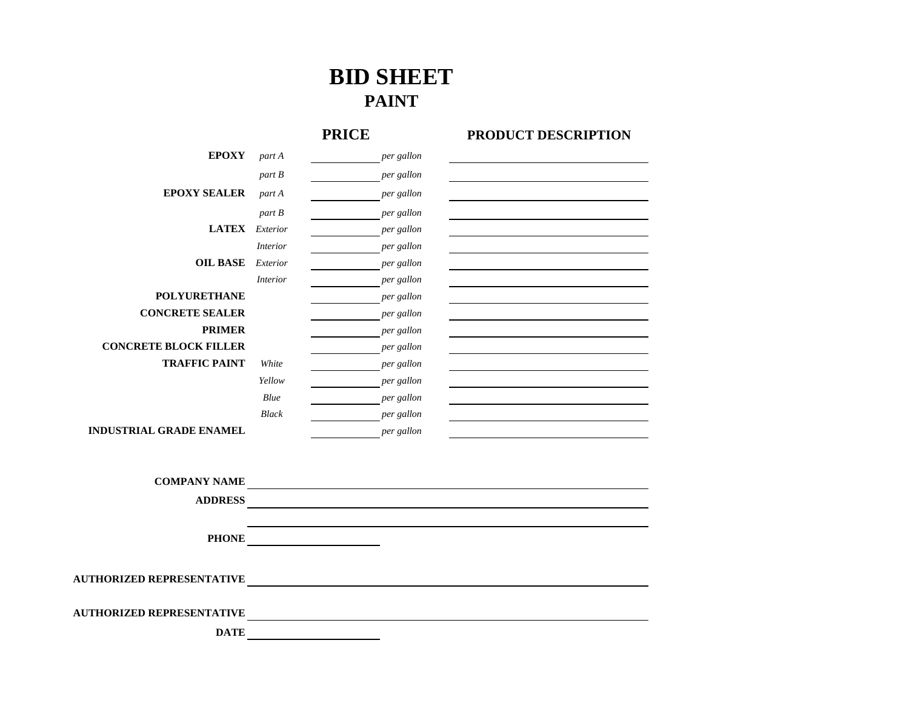# BID SHEET
## PAINT

| | | PRICE | | PRODUCT DESCRIPTION |
|---|---|---|---|---|
| **EPOXY** | *part A* | ________ | *per gallon* | ________________ |
| | *part B* | ________ | *per gallon* | ________________ |
| **EPOXY SEALER** | *part A* | ________ | *per gallon* | ________________ |
| | *part B* | ________ | *per gallon* | ________________ |
| **LATEX** | *Exterior* | ________ | *per gallon* | ________________ |
| | *Interior* | ________ | *per gallon* | ________________ |
| **OIL BASE** | *Exterior* | ________ | *per gallon* | ________________ |
| | *Interior* | ________ | *per gallon* | ________________ |
| **POLYURETHANE** | | ________ | *per gallon* | ________________ |
| **CONCRETE SEALER** | | ________ | *per gallon* | ________________ |
| **PRIMER** | | ________ | *per gallon* | ________________ |
| **CONCRETE BLOCK FILLER** | | ________ | *per gallon* | ________________ |
| **TRAFFIC PAINT** | *White* | ________ | *per gallon* | ________________ |
| | *Yellow* | ________ | *per gallon* | ________________ |
| | *Blue* | ________ | *per gallon* | ________________ |
| | *Black* | ________ | *per gallon* | ________________ |
| **INDUSTRIAL GRADE ENAMEL** | | ________ | *per gallon* | ________________ |

**COMPANY NAME** ________________________________________

**ADDRESS** ________________________________________

________________________________________

**PHONE** ____________________

**AUTHORIZED REPRESENTATIVE** ________________________________________

**AUTHORIZED REPRESENTATIVE** ________________________________________

**DATE** ____________________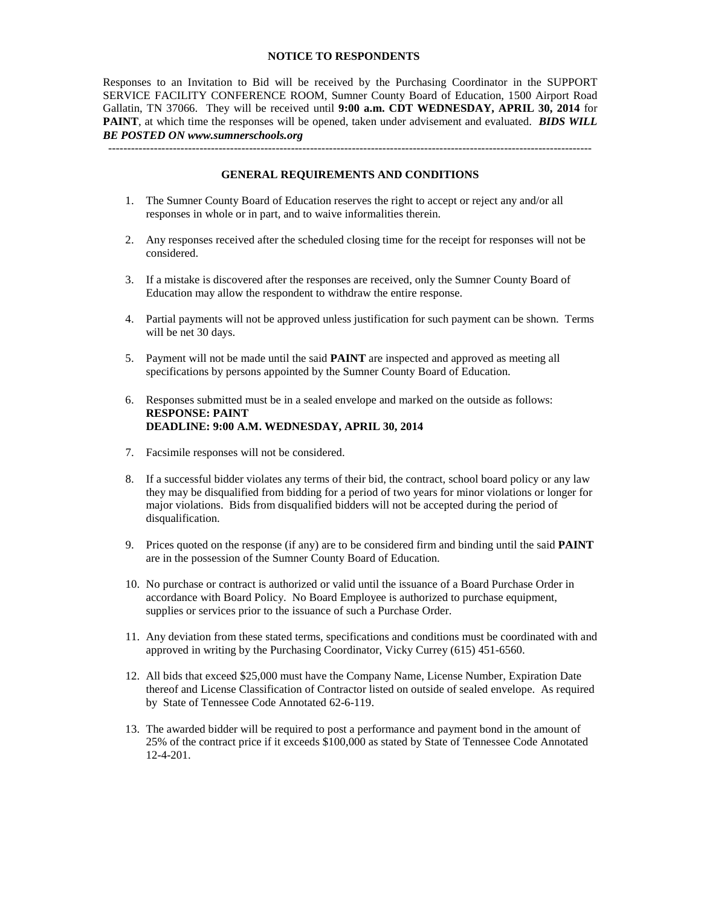**NOTICE TO RESPONDENTS**

Responses to an Invitation to Bid will be received by the Purchasing Coordinator in the SUPPORT SERVICE FACILITY CONFERENCE ROOM, Sumner County Board of Education, 1500 Airport Road Gallatin, TN 37066. They will be received until **9:00 a.m. CDT WEDNESDAY, APRIL 30, 2014** for **PAINT**, at which time the responses will be opened, taken under advisement and evaluated. ***BIDS WILL BE POSTED ON www.sumnerschools.org***

---

**GENERAL REQUIREMENTS AND CONDITIONS**

1. The Sumner County Board of Education reserves the right to accept or reject any and/or all responses in whole or in part, and to waive informalities therein.

2. Any responses received after the scheduled closing time for the receipt for responses will not be considered.

3. If a mistake is discovered after the responses are received, only the Sumner County Board of Education may allow the respondent to withdraw the entire response.

4. Partial payments will not be approved unless justification for such payment can be shown. Terms will be net 30 days.

5. Payment will not be made until the said **PAINT** are inspected and approved as meeting all specifications by persons appointed by the Sumner County Board of Education.

6. Responses submitted must be in a sealed envelope and marked on the outside as follows:
   **RESPONSE: PAINT**
   **DEADLINE: 9:00 A.M. WEDNESDAY, APRIL 30, 2014**

7. Facsimile responses will not be considered.

8. If a successful bidder violates any terms of their bid, the contract, school board policy or any law they may be disqualified from bidding for a period of two years for minor violations or longer for major violations. Bids from disqualified bidders will not be accepted during the period of disqualification.

9. Prices quoted on the response (if any) are to be considered firm and binding until the said **PAINT** are in the possession of the Sumner County Board of Education.

10. No purchase or contract is authorized or valid until the issuance of a Board Purchase Order in accordance with Board Policy. No Board Employee is authorized to purchase equipment, supplies or services prior to the issuance of such a Purchase Order.

11. Any deviation from these stated terms, specifications and conditions must be coordinated with and approved in writing by the Purchasing Coordinator, Vicky Currey (615) 451-6560.

12. All bids that exceed $25,000 must have the Company Name, License Number, Expiration Date thereof and License Classification of Contractor listed on outside of sealed envelope. As required by State of Tennessee Code Annotated 62-6-119.

13. The awarded bidder will be required to post a performance and payment bond in the amount of 25% of the contract price if it exceeds $100,000 as stated by State of Tennessee Code Annotated 12-4-201.